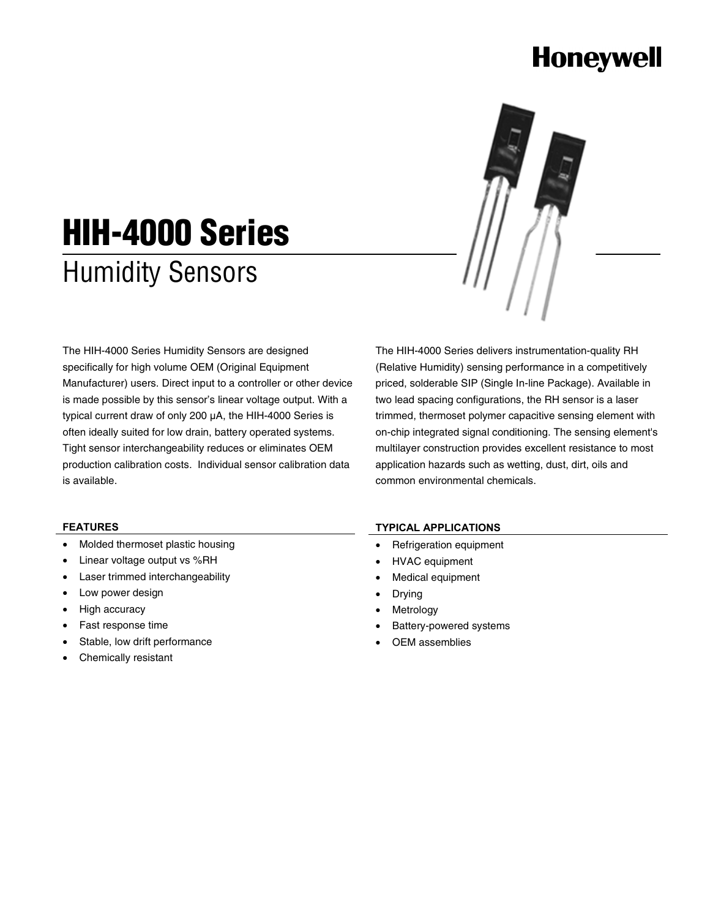Honeywell

# HIH-4000 Series

## Humidity Sensors

The HIH-4000 Series Humidity Sensors are designed specifically for high volume OEM (Original Equipment Manufacturer) users. Direct input to a controller or other device is made possible by this sensor's linear voltage output. With a typical current draw of only 200 µA, the HIH-4000 Series is often ideally suited for low drain, battery operated systems. Tight sensor interchangeability reduces or eliminates OEM production calibration costs. Individual sensor calibration data is available.

The HIH-4000 Series delivers instrumentation-quality RH (Relative Humidity) sensing performance in a competitively priced, solderable SIP (Single In-line Package). Available in two lead spacing configurations, the RH sensor is a laser trimmed, thermoset polymer capacitive sensing element with on-chip integrated signal conditioning. The sensing element's multilayer construction provides excellent resistance to most application hazards such as wetting, dust, dirt, oils and common environmental chemicals.

### FEATURES

- Molded thermoset plastic housing
- Linear voltage output vs %RH
- Laser trimmed interchangeability
- Low power design
- High accuracy
- Fast response time
- Stable, low drift performance
- Chemically resistant

### TYPICAL APPLICATIONS

- Refrigeration equipment
- HVAC equipment
- Medical equipment
- Drying
- Metrology
- Battery-powered systems
- OEM assemblies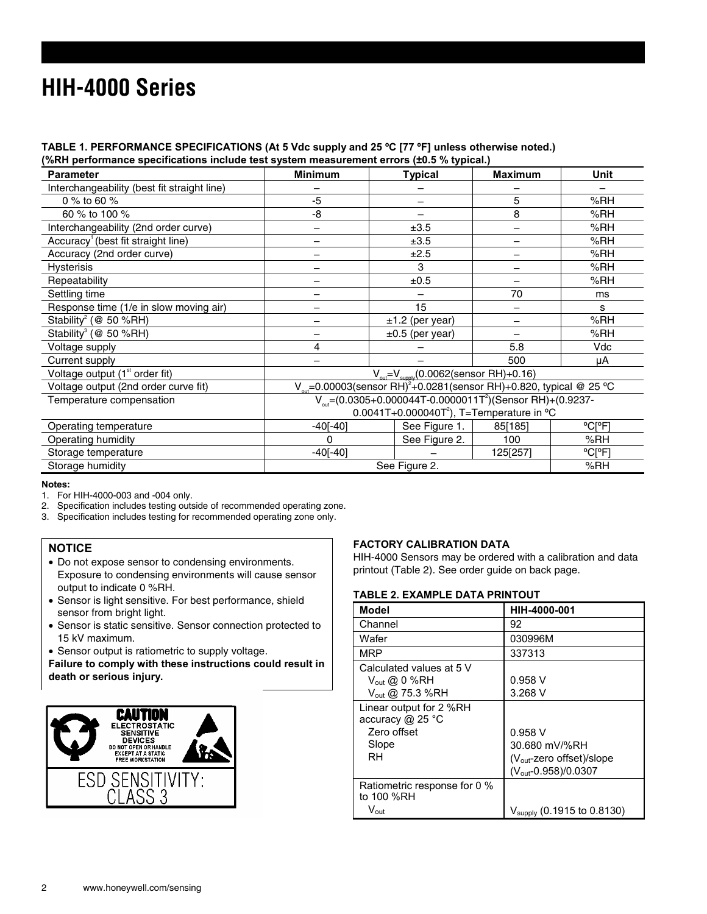# HIH-4000 Series

**TABLE 1. PERFORMANCE SPECIFICATIONS (At 5 Vdc supply and 25 ºC [77 ºF] unless otherwise noted.)**
**(%RH performance specifications include test system measurement errors (±0.5 % typical.)**

| Parameter | Minimum | Typical | Maximum | Unit |
|---|---|---|---|---|
| Interchangeability (best fit straight line) | – | – | – | – |
| 0 % to 60 % | -5 | – | 5 | %RH |
| 60 % to 100 % | -8 | – | 8 | %RH |
| Interchangeability (2nd order curve) | – | ±3.5 | – | %RH |
| Accuracy[1] (best fit straight line) | – | ±3.5 | – | %RH |
| Accuracy (2nd order curve) | – | ±2.5 | – | %RH |
| Hysterisis | – | 3 | – | %RH |
| Repeatability | – | ±0.5 | – | %RH |
| Settling time | – | – | 70 | ms |
| Response time (1/e in slow moving air) | – | 15 | – | s |
| Stability[2] (@ 50 %RH) | – | ±1.2 (per year) | – | %RH |
| Stability[3] (@ 50 %RH) | – | ±0.5 (per year) | – | %RH |
| Voltage supply | 4 | – | 5.8 | Vdc |
| Current supply | – | – | 500 | µA |
| Voltage output (1[st] order fit) | $V_{out}=V_{supply}(0.0062(\text{sensor RH})+0.16)$ | | | |
| Voltage output (2nd order curve fit) | $V_{out}=0.00003(\text{sensor RH})^2+0.0281(\text{sensor RH})+0.820$, typical @ 25 ºC | | | |
| Temperature compensation | $V_{out}=(0.0305+0.000044T-0.0000011T^2)(\text{Sensor RH})+(0.9237-0.0041T+0.000040T^2)$, T=Temperature in ºC | | | |
| Operating temperature | -40[-40] | See Figure 1. | 85[185] | ºC[ºF] |
| Operating humidity | 0 | See Figure 2. | 100 | %RH |
| Storage temperature | -40[-40] | – | 125[257] | ºC[ºF] |
| Storage humidity | See Figure 2. | | | %RH |

**Notes:**
1. For HIH-4000-003 and -004 only.
2. Specification includes testing outside of recommended operating zone.
3. Specification includes testing for recommended operating zone only.

**NOTICE**
- Do not expose sensor to condensing environments. Exposure to condensing environments will cause sensor output to indicate 0 %RH.
- Sensor is light sensitive. For best performance, shield sensor from bright light.
- Sensor is static sensitive. Sensor connection protected to 15 kV maximum.
- Sensor output is ratiometric to supply voltage.

**Failure to comply with these instructions could result in death or serious injury.**

CAUTION
ELECTROSTATIC SENSITIVE DEVICES
DO NOT OPEN OR HANDLE EXCEPT AT A STATIC FREE WORKSTATION

ESD SENSITIVITY: CLASS 3

**FACTORY CALIBRATION DATA**

HIH-4000 Sensors may be ordered with a calibration and data printout (Table 2). See order guide on back page.

**TABLE 2. EXAMPLE DATA PRINTOUT**

| Model | HIH-4000-001 |
|---|---|
| Channel | 92 |
| Wafer | 030996M |
| MRP | 337313 |
| Calculated values at 5 V<br>$V_{out}$ @ 0 %RH<br>$V_{out}$ @ 75.3 %RH | <br>0.958 V<br>3.268 V |
| Linear output for 2 %RH accuracy @ 25 °C<br>Zero offset<br>Slope<br>RH | <br>0.958 V<br>30.680 mV/%RH<br>($V_{out}$-zero offset)/slope<br>($V_{out}$-0.958)/0.0307 |
| Ratiometric response for 0 % to 100 %RH<br>$V_{out}$ | <br>$V_{supply}$ (0.1915 to 0.8130) |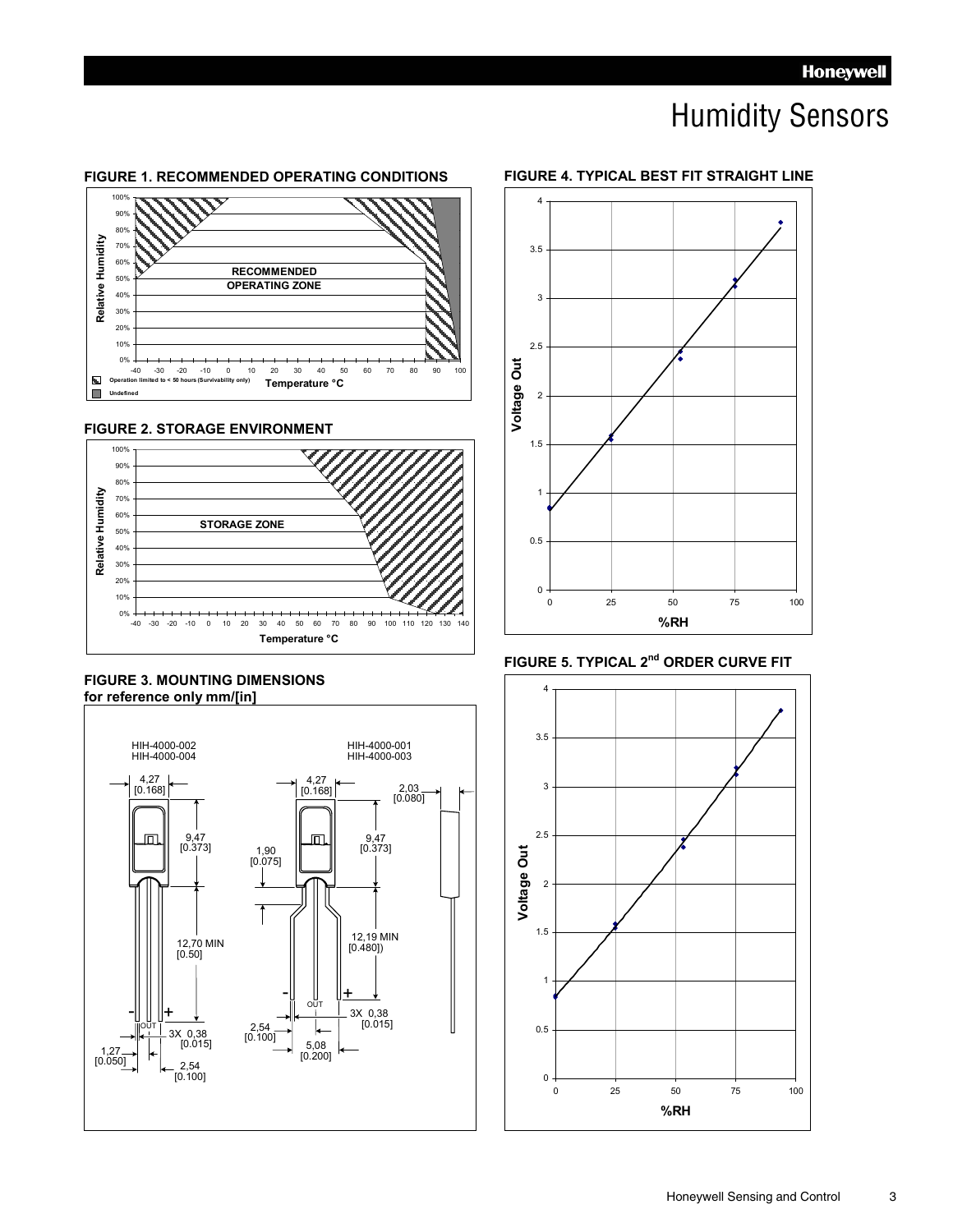# Humidity Sensors

**FIGURE 1. RECOMMENDED OPERATING CONDITIONS**

RECOMMENDED OPERATING ZONE

Relative Humidity

Temperature °C

Operation limited to < 50 hours (Survivability only)

Undefined

**FIGURE 2. STORAGE ENVIRONMENT**

STORAGE ZONE

Relative Humidity

Temperature °C

**FIGURE 3. MOUNTING DIMENSIONS**
**for reference only mm/[in]**

HIH-4000-002
HIH-4000-004

HIH-4000-001
HIH-4000-003

4,27 [0.168]
9,47 [0.373]
12,70 MIN [0.50]
3X 0,38 [0.015]
1,27 [0.050]
2,54 [0.100]
2,03 [0.080]
1,90 [0.075]
12,19 MIN [0.480])
5,08 [0.200]

**FIGURE 4. TYPICAL BEST FIT STRAIGHT LINE**

Voltage Out

%RH

**FIGURE 5. TYPICAL 2nd ORDER CURVE FIT**

Voltage Out

%RH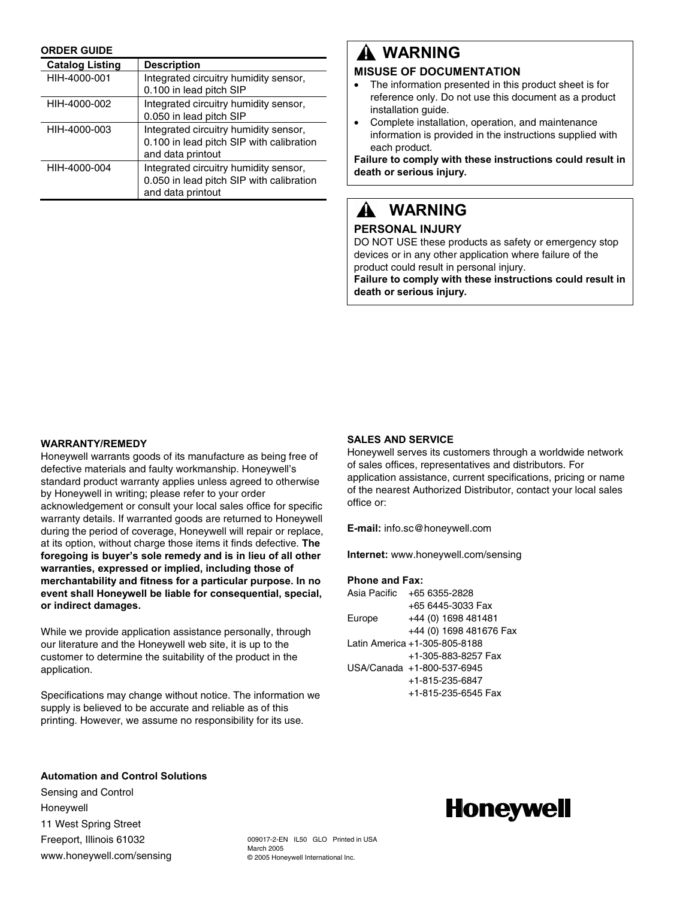**ORDER GUIDE**

| Catalog Listing | Description |
|---|---|
| HIH-4000-001 | Integrated circuitry humidity sensor, 0.100 in lead pitch SIP |
| HIH-4000-002 | Integrated circuitry humidity sensor, 0.050 in lead pitch SIP |
| HIH-4000-003 | Integrated circuitry humidity sensor, 0.100 in lead pitch SIP with calibration and data printout |
| HIH-4000-004 | Integrated circuitry humidity sensor, 0.050 in lead pitch SIP with calibration and data printout |

## ⚠ WARNING

**MISUSE OF DOCUMENTATION**

- The information presented in this product sheet is for reference only. Do not use this document as a product installation guide.
- Complete installation, operation, and maintenance information is provided in the instructions supplied with each product.

**Failure to comply with these instructions could result in death or serious injury.**

## ⚠ WARNING

**PERSONAL INJURY**

DO NOT USE these products as safety or emergency stop devices or in any other application where failure of the product could result in personal injury.

**Failure to comply with these instructions could result in death or serious injury.**

**WARRANTY/REMEDY**

Honeywell warrants goods of its manufacture as being free of defective materials and faulty workmanship. Honeywell's standard product warranty applies unless agreed to otherwise by Honeywell in writing; please refer to your order acknowledgement or consult your local sales office for specific warranty details. If warranted goods are returned to Honeywell during the period of coverage, Honeywell will repair or replace, at its option, without charge those items it finds defective. **The foregoing is buyer's sole remedy and is in lieu of all other warranties, expressed or implied, including those of merchantability and fitness for a particular purpose. In no event shall Honeywell be liable for consequential, special, or indirect damages.**

While we provide application assistance personally, through our literature and the Honeywell web site, it is up to the customer to determine the suitability of the product in the application.

Specifications may change without notice. The information we supply is believed to be accurate and reliable as of this printing. However, we assume no responsibility for its use.

**SALES AND SERVICE**

Honeywell serves its customers through a worldwide network of sales offices, representatives and distributors. For application assistance, current specifications, pricing or name of the nearest Authorized Distributor, contact your local sales office or:

**E-mail:** info.sc@honeywell.com

**Internet:** www.honeywell.com/sensing

**Phone and Fax:**

Asia Pacific +65 6355-2828
+65 6445-3033 Fax
Europe +44 (0) 1698 481481
+44 (0) 1698 481676 Fax
Latin America +1-305-805-8188
+1-305-883-8257 Fax
USA/Canada +1-800-537-6945
+1-815-235-6847
+1-815-235-6545 Fax

**Automation and Control Solutions**

Sensing and Control
Honeywell
11 West Spring Street
Freeport, Illinois 61032
www.honeywell.com/sensing

009017-2-EN IL50 GLO Printed in USA
March 2005
© 2005 Honeywell International Inc.

**Honeywell**